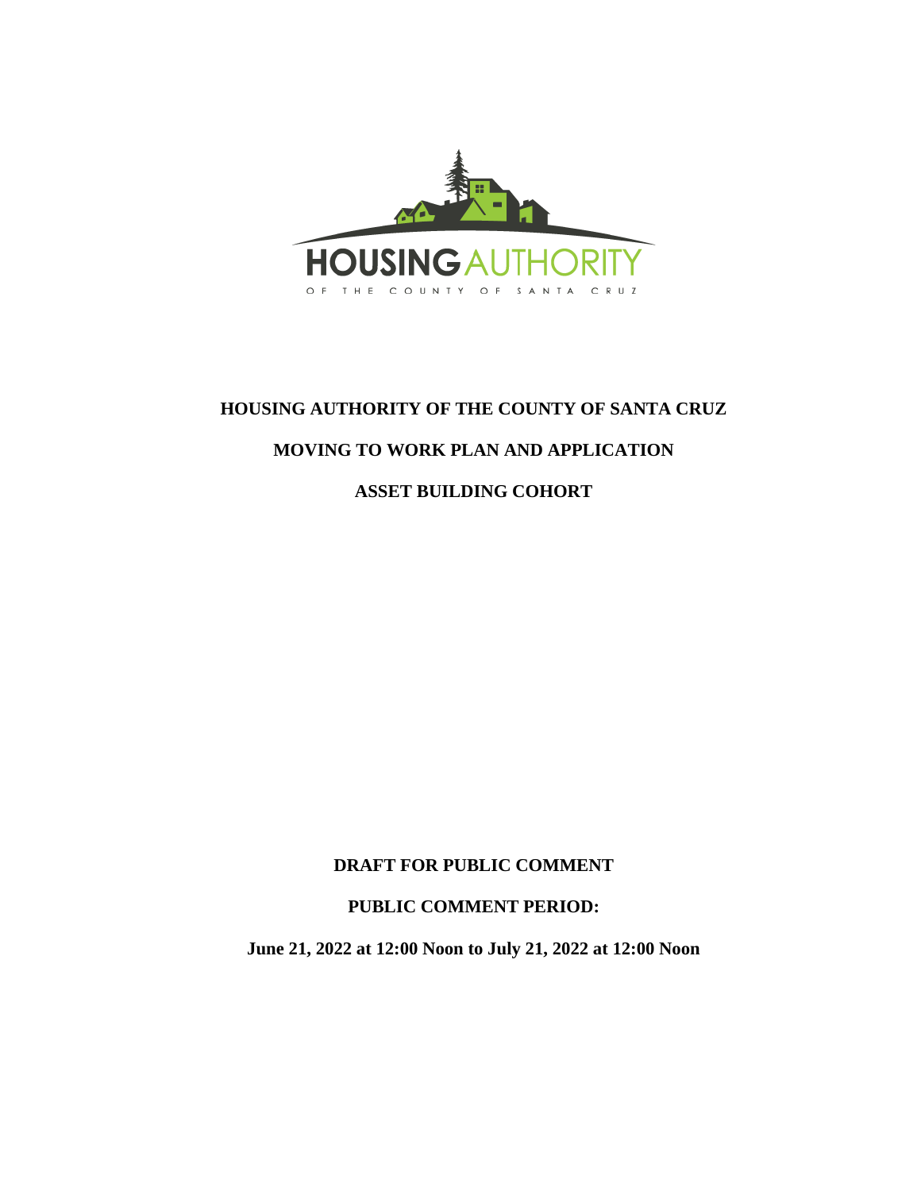HOUSING AUTHORITY

OF THE COUNTY OF SANTA CRUZ

# HOUSING AUTHORITY OF THE COUNTY OF SANTA CRUZ

# MOVING TO WORK PLAN AND APPLICATION

# ASSET BUILDING COHORT

**DRAFT FOR PUBLIC COMMENT**

**PUBLIC COMMENT PERIOD:**

**June 21, 2022 at 12:00 Noon to July 21, 2022 at 12:00 Noon**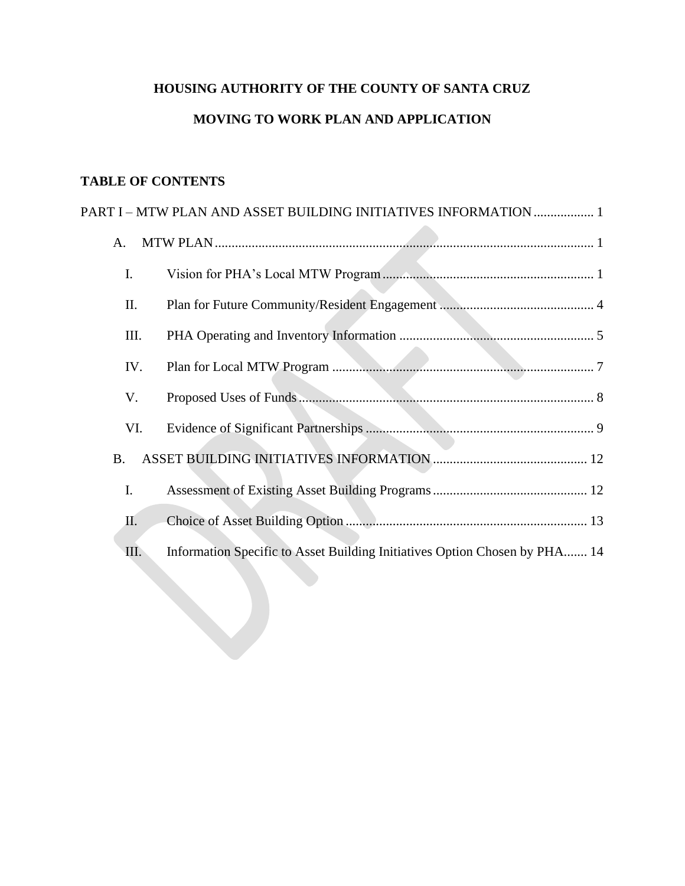**HOUSING AUTHORITY OF THE COUNTY OF SANTA CRUZ**

**MOVING TO WORK PLAN AND APPLICATION**

**TABLE OF CONTENTS**

PART I – MTW PLAN AND ASSET BUILDING INITIATIVES INFORMATION .................. 1

- A. MTW PLAN ................................................................................................................ 1
  - I. Vision for PHA's Local MTW Program ................................................................ 1
  - II. Plan for Future Community/Resident Engagement ............................................. 4
  - III. PHA Operating and Inventory Information .......................................................... 5
  - IV. Plan for Local MTW Program ............................................................................. 7
  - V. Proposed Uses of Funds ....................................................................................... 8
  - VI. Evidence of Significant Partnerships .................................................................... 9
- B. ASSET BUILDING INITIATIVES INFORMATION ............................................. 12
  - I. Assessment of Existing Asset Building Programs ............................................. 12
  - II. Choice of Asset Building Option ........................................................................ 13
  - III. Information Specific to Asset Building Initiatives Option Chosen by PHA....... 14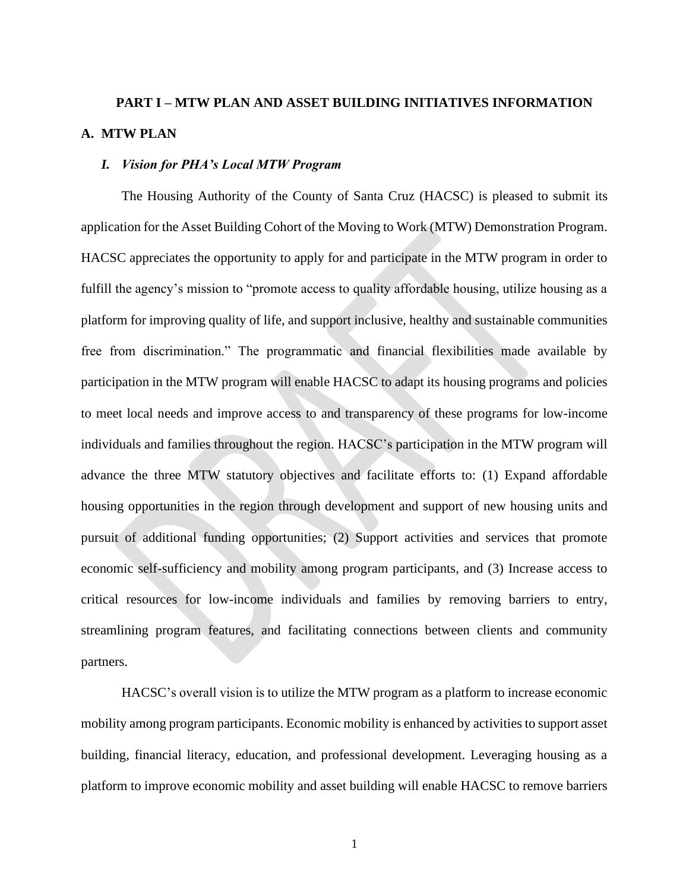# PART I – MTW PLAN AND ASSET BUILDING INITIATIVES INFORMATION

## A. MTW PLAN

### *I. Vision for PHA's Local MTW Program*

The Housing Authority of the County of Santa Cruz (HACSC) is pleased to submit its application for the Asset Building Cohort of the Moving to Work (MTW) Demonstration Program. HACSC appreciates the opportunity to apply for and participate in the MTW program in order to fulfill the agency's mission to "promote access to quality affordable housing, utilize housing as a platform for improving quality of life, and support inclusive, healthy and sustainable communities free from discrimination." The programmatic and financial flexibilities made available by participation in the MTW program will enable HACSC to adapt its housing programs and policies to meet local needs and improve access to and transparency of these programs for low-income individuals and families throughout the region. HACSC's participation in the MTW program will advance the three MTW statutory objectives and facilitate efforts to: (1) Expand affordable housing opportunities in the region through development and support of new housing units and pursuit of additional funding opportunities; (2) Support activities and services that promote economic self-sufficiency and mobility among program participants, and (3) Increase access to critical resources for low-income individuals and families by removing barriers to entry, streamlining program features, and facilitating connections between clients and community partners.

HACSC's overall vision is to utilize the MTW program as a platform to increase economic mobility among program participants. Economic mobility is enhanced by activities to support asset building, financial literacy, education, and professional development. Leveraging housing as a platform to improve economic mobility and asset building will enable HACSC to remove barriers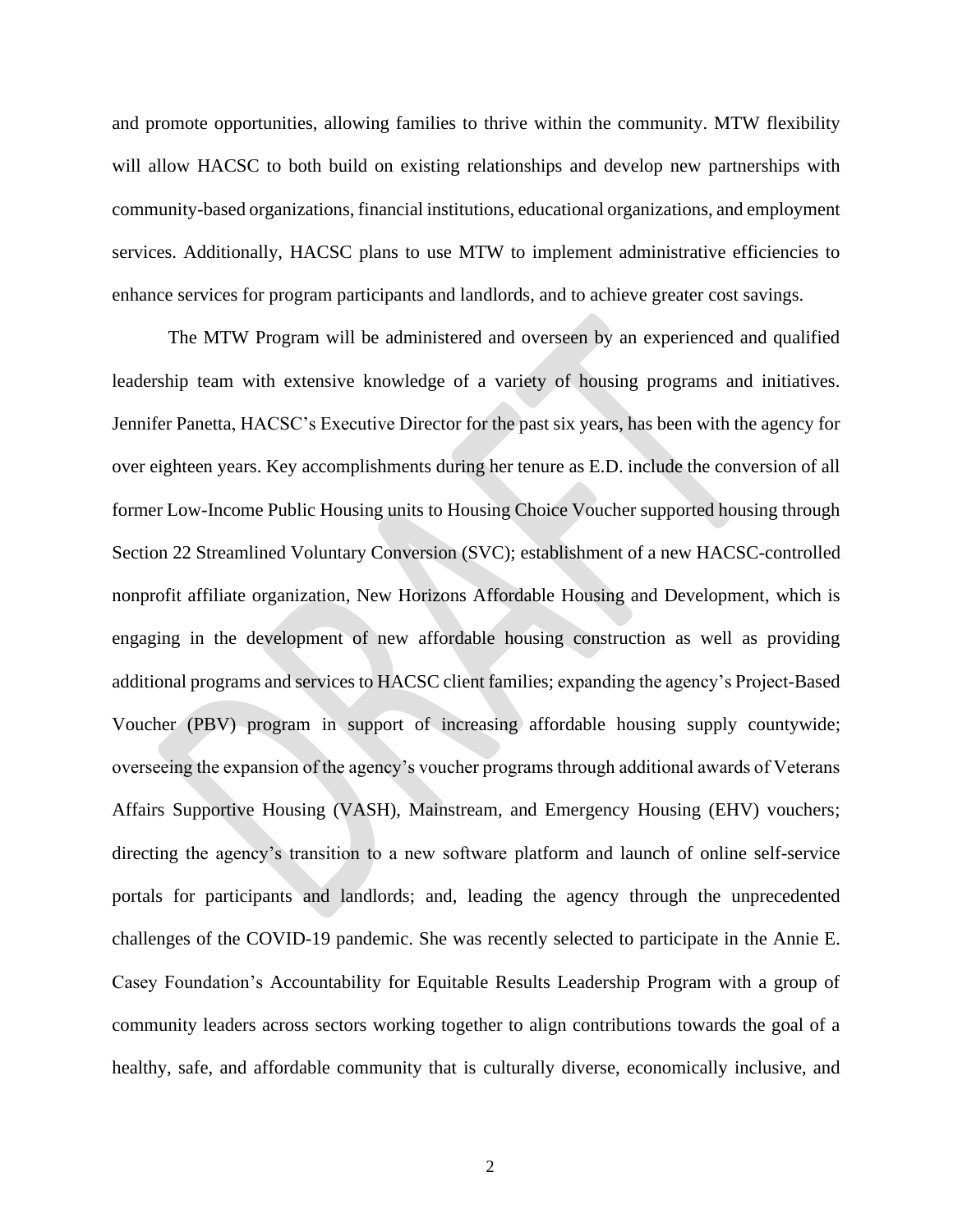and promote opportunities, allowing families to thrive within the community. MTW flexibility will allow HACSC to both build on existing relationships and develop new partnerships with community-based organizations, financial institutions, educational organizations, and employment services. Additionally, HACSC plans to use MTW to implement administrative efficiencies to enhance services for program participants and landlords, and to achieve greater cost savings.

The MTW Program will be administered and overseen by an experienced and qualified leadership team with extensive knowledge of a variety of housing programs and initiatives. Jennifer Panetta, HACSC's Executive Director for the past six years, has been with the agency for over eighteen years. Key accomplishments during her tenure as E.D. include the conversion of all former Low-Income Public Housing units to Housing Choice Voucher supported housing through Section 22 Streamlined Voluntary Conversion (SVC); establishment of a new HACSC-controlled nonprofit affiliate organization, New Horizons Affordable Housing and Development, which is engaging in the development of new affordable housing construction as well as providing additional programs and services to HACSC client families; expanding the agency's Project-Based Voucher (PBV) program in support of increasing affordable housing supply countywide; overseeing the expansion of the agency's voucher programs through additional awards of Veterans Affairs Supportive Housing (VASH), Mainstream, and Emergency Housing (EHV) vouchers; directing the agency's transition to a new software platform and launch of online self-service portals for participants and landlords; and, leading the agency through the unprecedented challenges of the COVID-19 pandemic. She was recently selected to participate in the Annie E. Casey Foundation's Accountability for Equitable Results Leadership Program with a group of community leaders across sectors working together to align contributions towards the goal of a healthy, safe, and affordable community that is culturally diverse, economically inclusive, and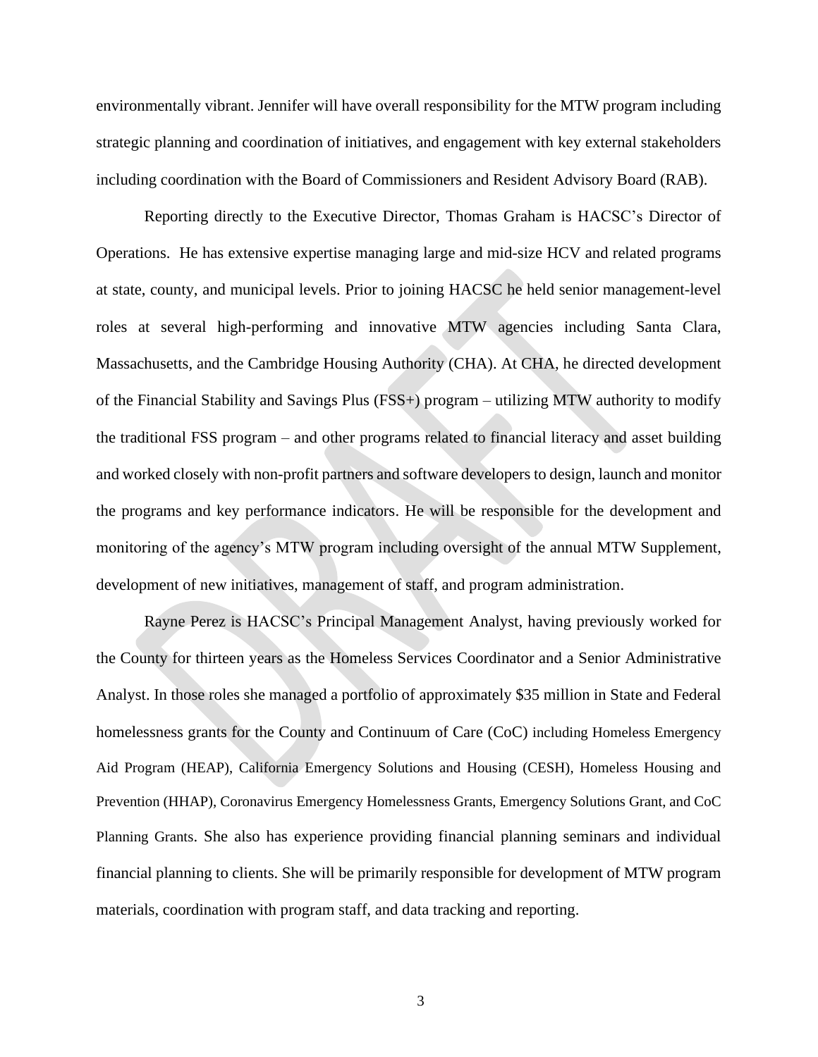environmentally vibrant. Jennifer will have overall responsibility for the MTW program including strategic planning and coordination of initiatives, and engagement with key external stakeholders including coordination with the Board of Commissioners and Resident Advisory Board (RAB).

Reporting directly to the Executive Director, Thomas Graham is HACSC's Director of Operations. He has extensive expertise managing large and mid-size HCV and related programs at state, county, and municipal levels. Prior to joining HACSC he held senior management-level roles at several high-performing and innovative MTW agencies including Santa Clara, Massachusetts, and the Cambridge Housing Authority (CHA). At CHA, he directed development of the Financial Stability and Savings Plus (FSS+) program – utilizing MTW authority to modify the traditional FSS program – and other programs related to financial literacy and asset building and worked closely with non-profit partners and software developers to design, launch and monitor the programs and key performance indicators. He will be responsible for the development and monitoring of the agency's MTW program including oversight of the annual MTW Supplement, development of new initiatives, management of staff, and program administration.

Rayne Perez is HACSC's Principal Management Analyst, having previously worked for the County for thirteen years as the Homeless Services Coordinator and a Senior Administrative Analyst. In those roles she managed a portfolio of approximately $35 million in State and Federal homelessness grants for the County and Continuum of Care (CoC) including Homeless Emergency Aid Program (HEAP), California Emergency Solutions and Housing (CESH), Homeless Housing and Prevention (HHAP), Coronavirus Emergency Homelessness Grants, Emergency Solutions Grant, and CoC Planning Grants. She also has experience providing financial planning seminars and individual financial planning to clients. She will be primarily responsible for development of MTW program materials, coordination with program staff, and data tracking and reporting.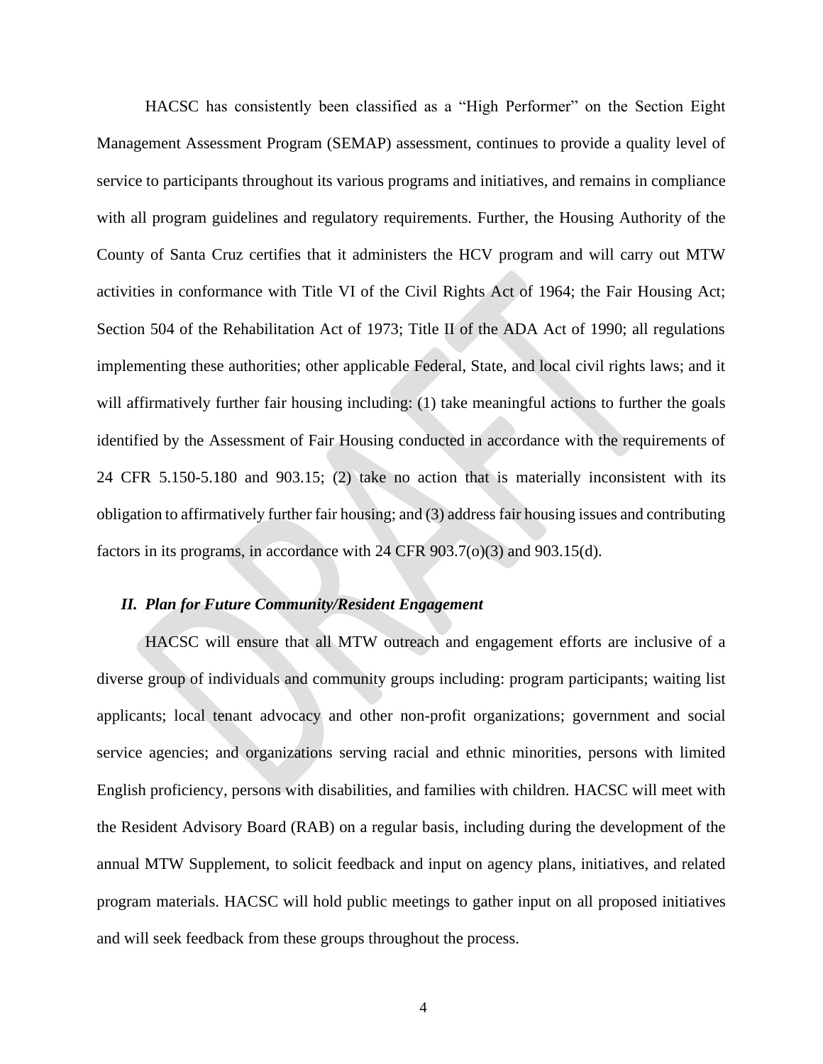HACSC has consistently been classified as a "High Performer" on the Section Eight Management Assessment Program (SEMAP) assessment, continues to provide a quality level of service to participants throughout its various programs and initiatives, and remains in compliance with all program guidelines and regulatory requirements. Further, the Housing Authority of the County of Santa Cruz certifies that it administers the HCV program and will carry out MTW activities in conformance with Title VI of the Civil Rights Act of 1964; the Fair Housing Act; Section 504 of the Rehabilitation Act of 1973; Title II of the ADA Act of 1990; all regulations implementing these authorities; other applicable Federal, State, and local civil rights laws; and it will affirmatively further fair housing including: (1) take meaningful actions to further the goals identified by the Assessment of Fair Housing conducted in accordance with the requirements of 24 CFR 5.150-5.180 and 903.15; (2) take no action that is materially inconsistent with its obligation to affirmatively further fair housing; and (3) address fair housing issues and contributing factors in its programs, in accordance with 24 CFR 903.7(o)(3) and 903.15(d).

### *II. Plan for Future Community/Resident Engagement*

HACSC will ensure that all MTW outreach and engagement efforts are inclusive of a diverse group of individuals and community groups including: program participants; waiting list applicants; local tenant advocacy and other non-profit organizations; government and social service agencies; and organizations serving racial and ethnic minorities, persons with limited English proficiency, persons with disabilities, and families with children. HACSC will meet with the Resident Advisory Board (RAB) on a regular basis, including during the development of the annual MTW Supplement, to solicit feedback and input on agency plans, initiatives, and related program materials. HACSC will hold public meetings to gather input on all proposed initiatives and will seek feedback from these groups throughout the process.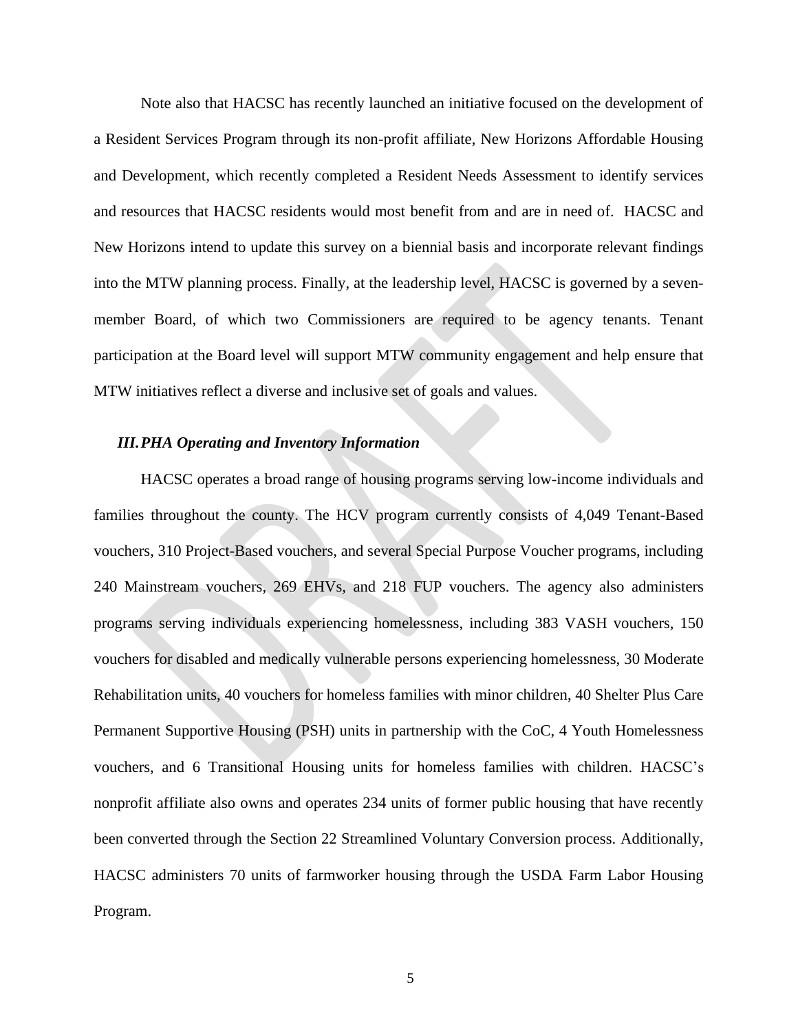Note also that HACSC has recently launched an initiative focused on the development of a Resident Services Program through its non-profit affiliate, New Horizons Affordable Housing and Development, which recently completed a Resident Needs Assessment to identify services and resources that HACSC residents would most benefit from and are in need of. HACSC and New Horizons intend to update this survey on a biennial basis and incorporate relevant findings into the MTW planning process. Finally, at the leadership level, HACSC is governed by a seven-member Board, of which two Commissioners are required to be agency tenants. Tenant participation at the Board level will support MTW community engagement and help ensure that MTW initiatives reflect a diverse and inclusive set of goals and values.

### *III. PHA Operating and Inventory Information*

HACSC operates a broad range of housing programs serving low-income individuals and families throughout the county. The HCV program currently consists of 4,049 Tenant-Based vouchers, 310 Project-Based vouchers, and several Special Purpose Voucher programs, including 240 Mainstream vouchers, 269 EHVs, and 218 FUP vouchers. The agency also administers programs serving individuals experiencing homelessness, including 383 VASH vouchers, 150 vouchers for disabled and medically vulnerable persons experiencing homelessness, 30 Moderate Rehabilitation units, 40 vouchers for homeless families with minor children, 40 Shelter Plus Care Permanent Supportive Housing (PSH) units in partnership with the CoC, 4 Youth Homelessness vouchers, and 6 Transitional Housing units for homeless families with children. HACSC's nonprofit affiliate also owns and operates 234 units of former public housing that have recently been converted through the Section 22 Streamlined Voluntary Conversion process. Additionally, HACSC administers 70 units of farmworker housing through the USDA Farm Labor Housing Program.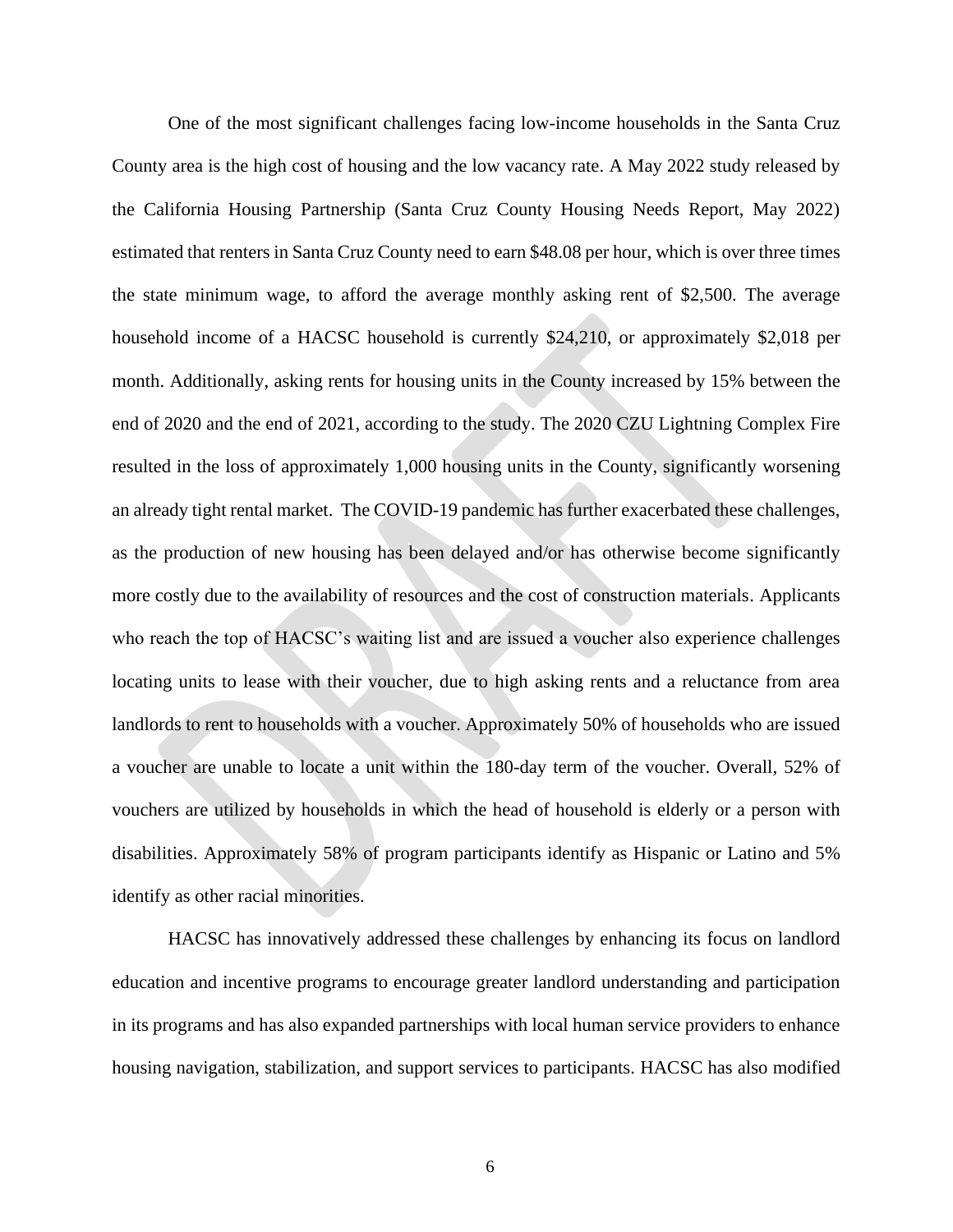One of the most significant challenges facing low-income households in the Santa Cruz County area is the high cost of housing and the low vacancy rate. A May 2022 study released by the California Housing Partnership (Santa Cruz County Housing Needs Report, May 2022) estimated that renters in Santa Cruz County need to earn $48.08 per hour, which is over three times the state minimum wage, to afford the average monthly asking rent of $2,500. The average household income of a HACSC household is currently $24,210, or approximately $2,018 per month. Additionally, asking rents for housing units in the County increased by 15% between the end of 2020 and the end of 2021, according to the study. The 2020 CZU Lightning Complex Fire resulted in the loss of approximately 1,000 housing units in the County, significantly worsening an already tight rental market. The COVID-19 pandemic has further exacerbated these challenges, as the production of new housing has been delayed and/or has otherwise become significantly more costly due to the availability of resources and the cost of construction materials. Applicants who reach the top of HACSC's waiting list and are issued a voucher also experience challenges locating units to lease with their voucher, due to high asking rents and a reluctance from area landlords to rent to households with a voucher. Approximately 50% of households who are issued a voucher are unable to locate a unit within the 180-day term of the voucher. Overall, 52% of vouchers are utilized by households in which the head of household is elderly or a person with disabilities. Approximately 58% of program participants identify as Hispanic or Latino and 5% identify as other racial minorities.

HACSC has innovatively addressed these challenges by enhancing its focus on landlord education and incentive programs to encourage greater landlord understanding and participation in its programs and has also expanded partnerships with local human service providers to enhance housing navigation, stabilization, and support services to participants. HACSC has also modified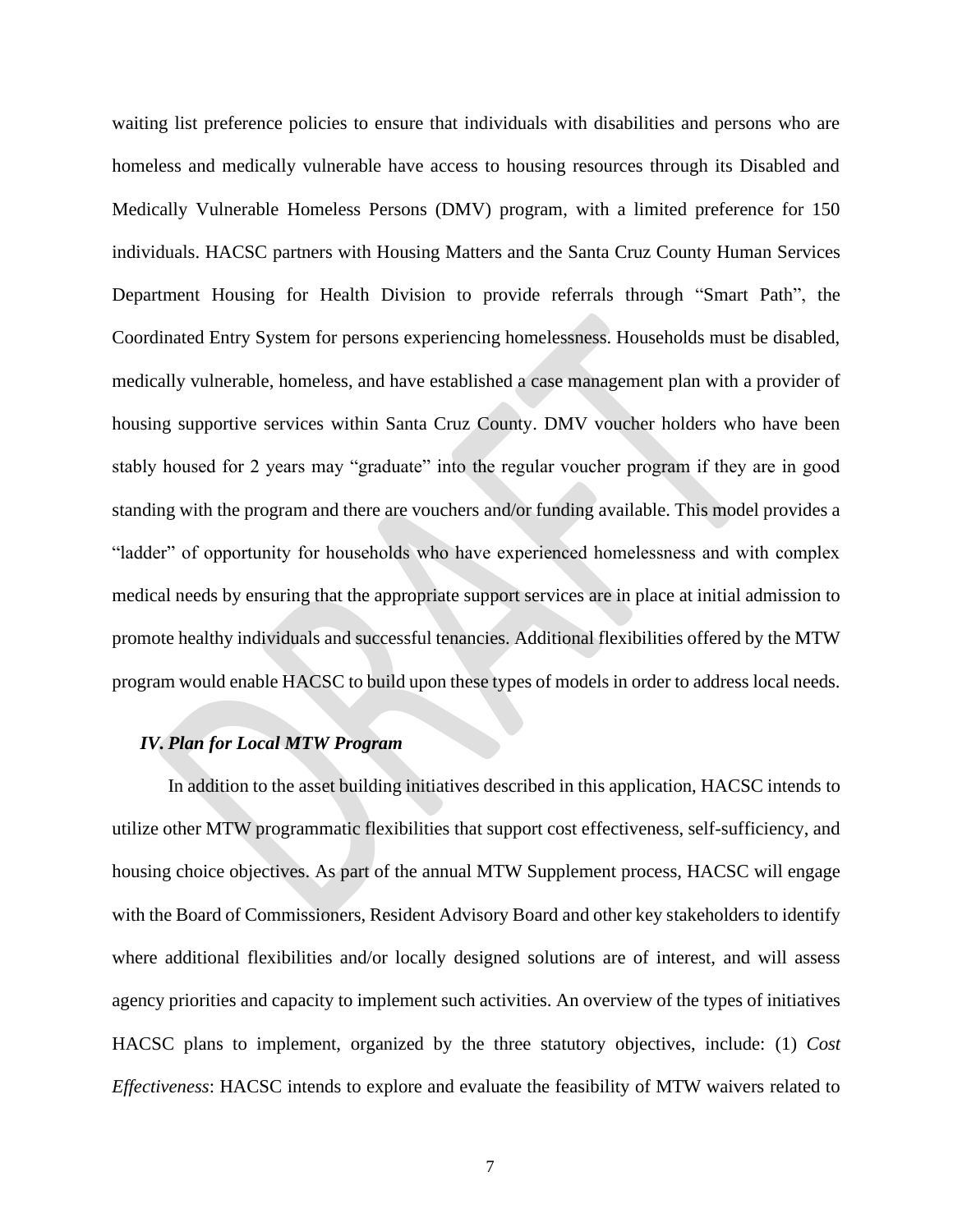waiting list preference policies to ensure that individuals with disabilities and persons who are homeless and medically vulnerable have access to housing resources through its Disabled and Medically Vulnerable Homeless Persons (DMV) program, with a limited preference for 150 individuals. HACSC partners with Housing Matters and the Santa Cruz County Human Services Department Housing for Health Division to provide referrals through "Smart Path", the Coordinated Entry System for persons experiencing homelessness. Households must be disabled, medically vulnerable, homeless, and have established a case management plan with a provider of housing supportive services within Santa Cruz County. DMV voucher holders who have been stably housed for 2 years may "graduate" into the regular voucher program if they are in good standing with the program and there are vouchers and/or funding available. This model provides a "ladder" of opportunity for households who have experienced homelessness and with complex medical needs by ensuring that the appropriate support services are in place at initial admission to promote healthy individuals and successful tenancies. Additional flexibilities offered by the MTW program would enable HACSC to build upon these types of models in order to address local needs.

### *IV. Plan for Local MTW Program*

In addition to the asset building initiatives described in this application, HACSC intends to utilize other MTW programmatic flexibilities that support cost effectiveness, self-sufficiency, and housing choice objectives. As part of the annual MTW Supplement process, HACSC will engage with the Board of Commissioners, Resident Advisory Board and other key stakeholders to identify where additional flexibilities and/or locally designed solutions are of interest, and will assess agency priorities and capacity to implement such activities. An overview of the types of initiatives HACSC plans to implement, organized by the three statutory objectives, include: (1) *Cost Effectiveness*: HACSC intends to explore and evaluate the feasibility of MTW waivers related to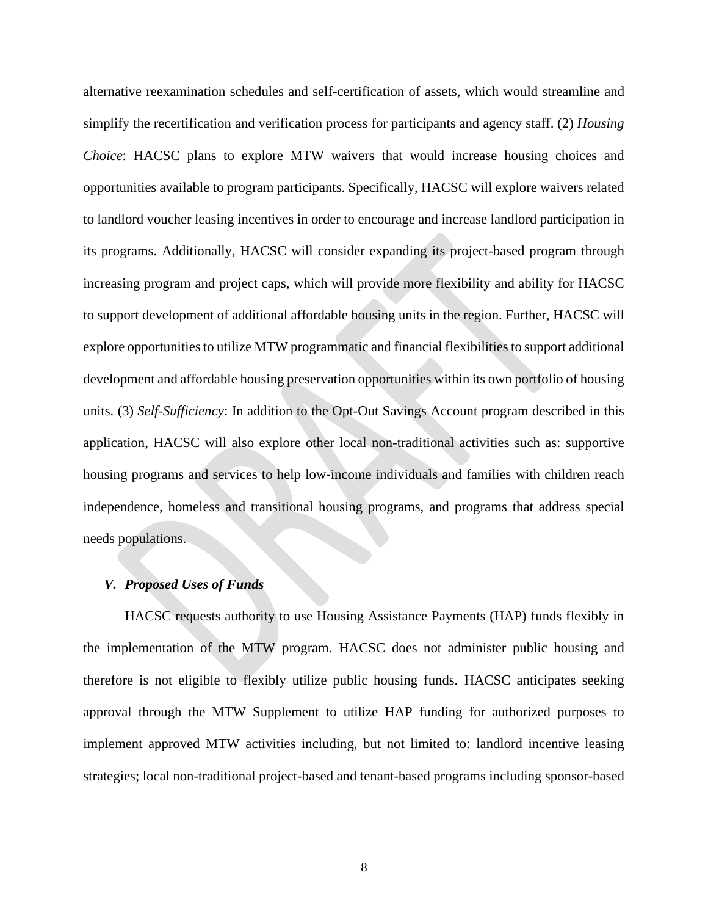alternative reexamination schedules and self-certification of assets, which would streamline and simplify the recertification and verification process for participants and agency staff. (2) *Housing Choice*: HACSC plans to explore MTW waivers that would increase housing choices and opportunities available to program participants. Specifically, HACSC will explore waivers related to landlord voucher leasing incentives in order to encourage and increase landlord participation in its programs. Additionally, HACSC will consider expanding its project-based program through increasing program and project caps, which will provide more flexibility and ability for HACSC to support development of additional affordable housing units in the region. Further, HACSC will explore opportunities to utilize MTW programmatic and financial flexibilities to support additional development and affordable housing preservation opportunities within its own portfolio of housing units. (3) *Self-Sufficiency*: In addition to the Opt-Out Savings Account program described in this application, HACSC will also explore other local non-traditional activities such as: supportive housing programs and services to help low-income individuals and families with children reach independence, homeless and transitional housing programs, and programs that address special needs populations.

### *V. Proposed Uses of Funds*

HACSC requests authority to use Housing Assistance Payments (HAP) funds flexibly in the implementation of the MTW program. HACSC does not administer public housing and therefore is not eligible to flexibly utilize public housing funds. HACSC anticipates seeking approval through the MTW Supplement to utilize HAP funding for authorized purposes to implement approved MTW activities including, but not limited to: landlord incentive leasing strategies; local non-traditional project-based and tenant-based programs including sponsor-based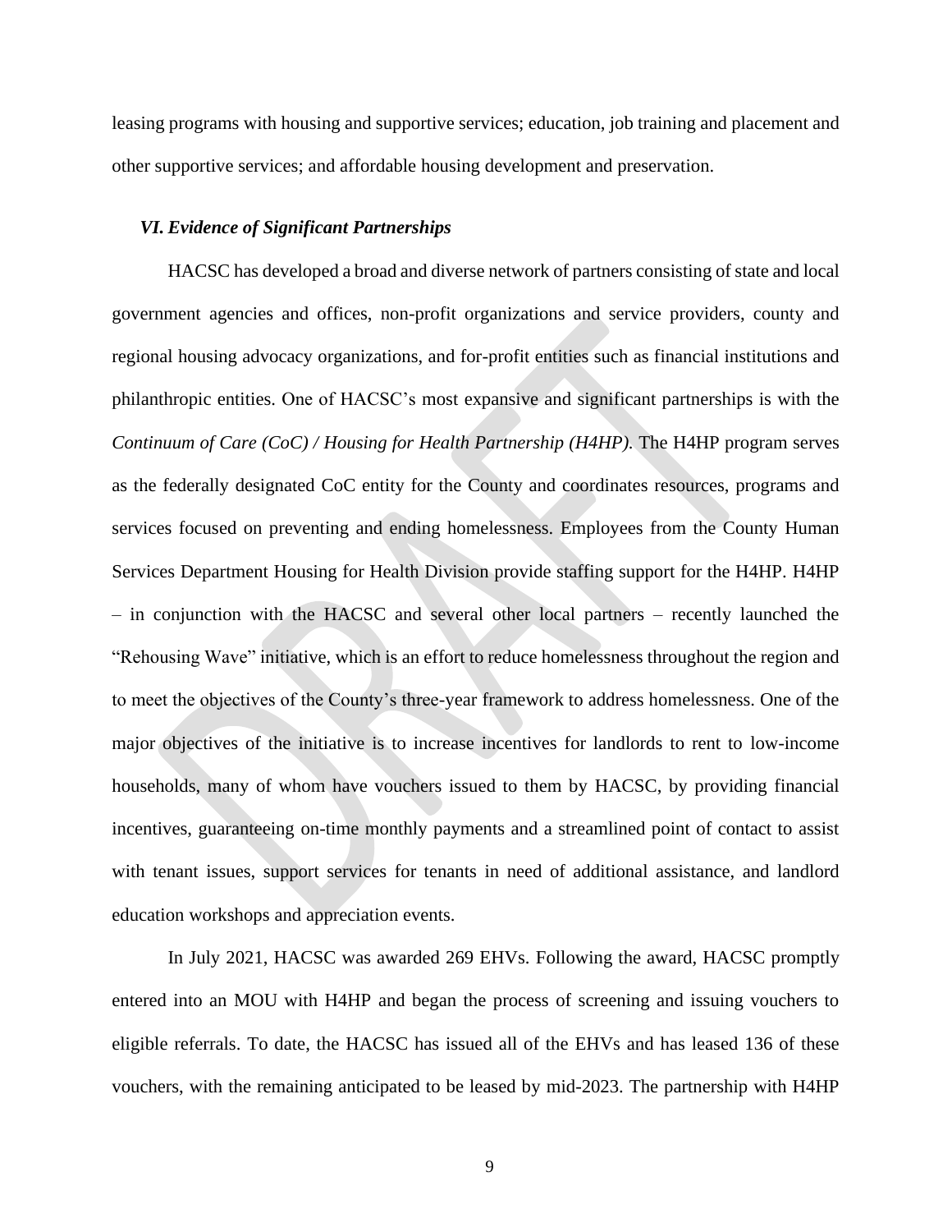leasing programs with housing and supportive services; education, job training and placement and other supportive services; and affordable housing development and preservation.

### *VI. Evidence of Significant Partnerships*

HACSC has developed a broad and diverse network of partners consisting of state and local government agencies and offices, non-profit organizations and service providers, county and regional housing advocacy organizations, and for-profit entities such as financial institutions and philanthropic entities. One of HACSC's most expansive and significant partnerships is with the *Continuum of Care (CoC) / Housing for Health Partnership (H4HP)*. The H4HP program serves as the federally designated CoC entity for the County and coordinates resources, programs and services focused on preventing and ending homelessness. Employees from the County Human Services Department Housing for Health Division provide staffing support for the H4HP. H4HP – in conjunction with the HACSC and several other local partners – recently launched the "Rehousing Wave" initiative, which is an effort to reduce homelessness throughout the region and to meet the objectives of the County's three-year framework to address homelessness. One of the major objectives of the initiative is to increase incentives for landlords to rent to low-income households, many of whom have vouchers issued to them by HACSC, by providing financial incentives, guaranteeing on-time monthly payments and a streamlined point of contact to assist with tenant issues, support services for tenants in need of additional assistance, and landlord education workshops and appreciation events.

In July 2021, HACSC was awarded 269 EHVs. Following the award, HACSC promptly entered into an MOU with H4HP and began the process of screening and issuing vouchers to eligible referrals. To date, the HACSC has issued all of the EHVs and has leased 136 of these vouchers, with the remaining anticipated to be leased by mid-2023. The partnership with H4HP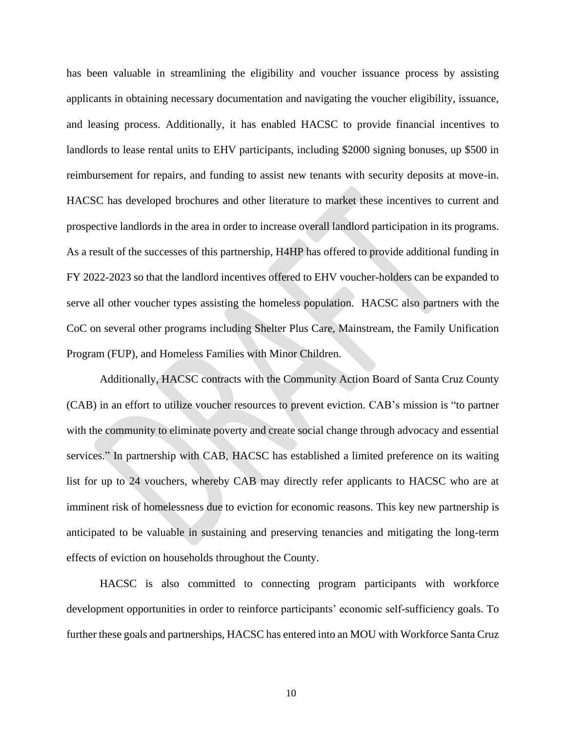has been valuable in streamlining the eligibility and voucher issuance process by assisting applicants in obtaining necessary documentation and navigating the voucher eligibility, issuance, and leasing process. Additionally, it has enabled HACSC to provide financial incentives to landlords to lease rental units to EHV participants, including $2000 signing bonuses, up $500 in reimbursement for repairs, and funding to assist new tenants with security deposits at move-in. HACSC has developed brochures and other literature to market these incentives to current and prospective landlords in the area in order to increase overall landlord participation in its programs. As a result of the successes of this partnership, H4HP has offered to provide additional funding in FY 2022-2023 so that the landlord incentives offered to EHV voucher-holders can be expanded to serve all other voucher types assisting the homeless population. HACSC also partners with the CoC on several other programs including Shelter Plus Care, Mainstream, the Family Unification Program (FUP), and Homeless Families with Minor Children.

Additionally, HACSC contracts with the Community Action Board of Santa Cruz County (CAB) in an effort to utilize voucher resources to prevent eviction. CAB's mission is "to partner with the community to eliminate poverty and create social change through advocacy and essential services." In partnership with CAB, HACSC has established a limited preference on its waiting list for up to 24 vouchers, whereby CAB may directly refer applicants to HACSC who are at imminent risk of homelessness due to eviction for economic reasons. This key new partnership is anticipated to be valuable in sustaining and preserving tenancies and mitigating the long-term effects of eviction on households throughout the County.

HACSC is also committed to connecting program participants with workforce development opportunities in order to reinforce participants' economic self-sufficiency goals. To further these goals and partnerships, HACSC has entered into an MOU with Workforce Santa Cruz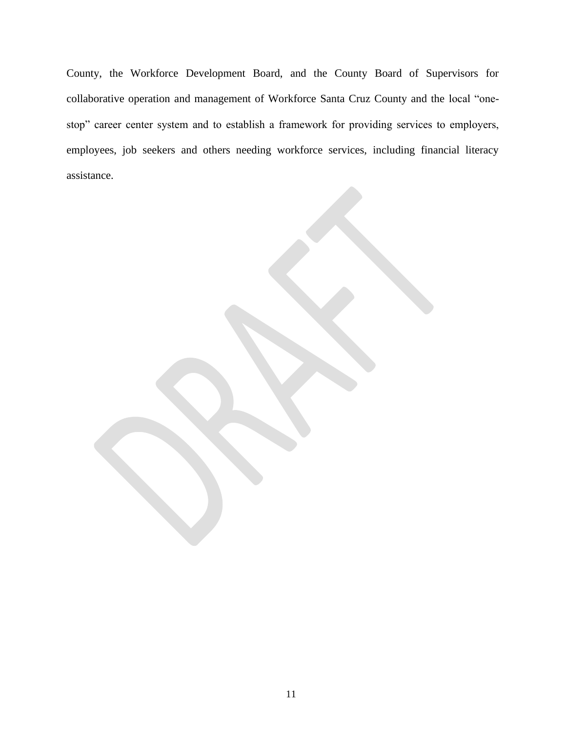County, the Workforce Development Board, and the County Board of Supervisors for collaborative operation and management of Workforce Santa Cruz County and the local "one-stop" career center system and to establish a framework for providing services to employers, employees, job seekers and others needing workforce services, including financial literacy assistance.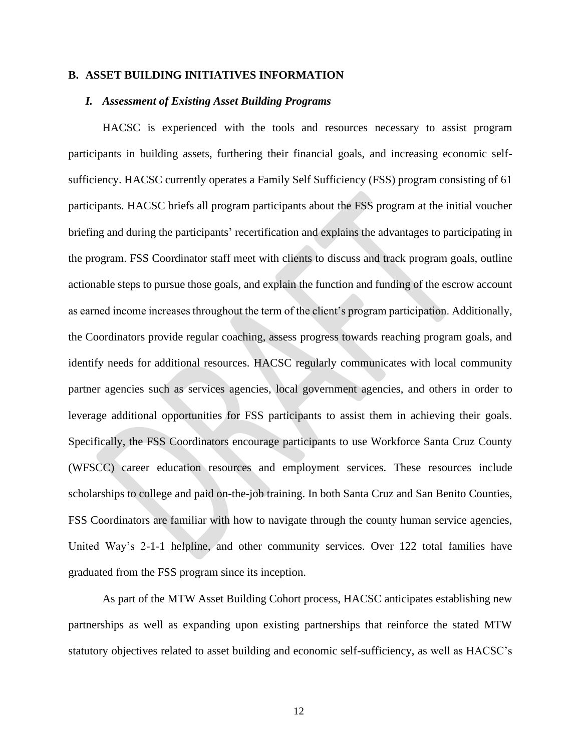## B. ASSET BUILDING INITIATIVES INFORMATION

### *I. Assessment of Existing Asset Building Programs*

HACSC is experienced with the tools and resources necessary to assist program participants in building assets, furthering their financial goals, and increasing economic self-sufficiency. HACSC currently operates a Family Self Sufficiency (FSS) program consisting of 61 participants. HACSC briefs all program participants about the FSS program at the initial voucher briefing and during the participants' recertification and explains the advantages to participating in the program. FSS Coordinator staff meet with clients to discuss and track program goals, outline actionable steps to pursue those goals, and explain the function and funding of the escrow account as earned income increases throughout the term of the client's program participation. Additionally, the Coordinators provide regular coaching, assess progress towards reaching program goals, and identify needs for additional resources. HACSC regularly communicates with local community partner agencies such as services agencies, local government agencies, and others in order to leverage additional opportunities for FSS participants to assist them in achieving their goals. Specifically, the FSS Coordinators encourage participants to use Workforce Santa Cruz County (WFSCC) career education resources and employment services. These resources include scholarships to college and paid on-the-job training. In both Santa Cruz and San Benito Counties, FSS Coordinators are familiar with how to navigate through the county human service agencies, United Way's 2-1-1 helpline, and other community services. Over 122 total families have graduated from the FSS program since its inception.

As part of the MTW Asset Building Cohort process, HACSC anticipates establishing new partnerships as well as expanding upon existing partnerships that reinforce the stated MTW statutory objectives related to asset building and economic self-sufficiency, as well as HACSC's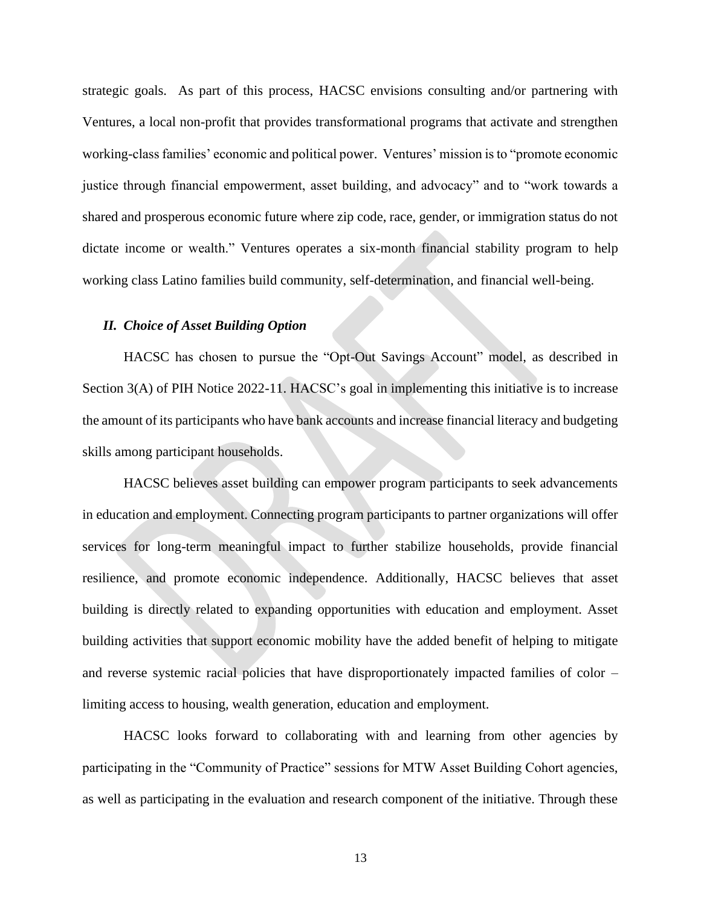strategic goals. As part of this process, HACSC envisions consulting and/or partnering with Ventures, a local non-profit that provides transformational programs that activate and strengthen working-class families' economic and political power. Ventures' mission is to "promote economic justice through financial empowerment, asset building, and advocacy" and to "work towards a shared and prosperous economic future where zip code, race, gender, or immigration status do not dictate income or wealth." Ventures operates a six-month financial stability program to help working class Latino families build community, self-determination, and financial well-being.

### *II. Choice of Asset Building Option*

HACSC has chosen to pursue the "Opt-Out Savings Account" model, as described in Section 3(A) of PIH Notice 2022-11. HACSC's goal in implementing this initiative is to increase the amount of its participants who have bank accounts and increase financial literacy and budgeting skills among participant households.

HACSC believes asset building can empower program participants to seek advancements in education and employment. Connecting program participants to partner organizations will offer services for long-term meaningful impact to further stabilize households, provide financial resilience, and promote economic independence. Additionally, HACSC believes that asset building is directly related to expanding opportunities with education and employment. Asset building activities that support economic mobility have the added benefit of helping to mitigate and reverse systemic racial policies that have disproportionately impacted families of color – limiting access to housing, wealth generation, education and employment.

HACSC looks forward to collaborating with and learning from other agencies by participating in the "Community of Practice" sessions for MTW Asset Building Cohort agencies, as well as participating in the evaluation and research component of the initiative. Through these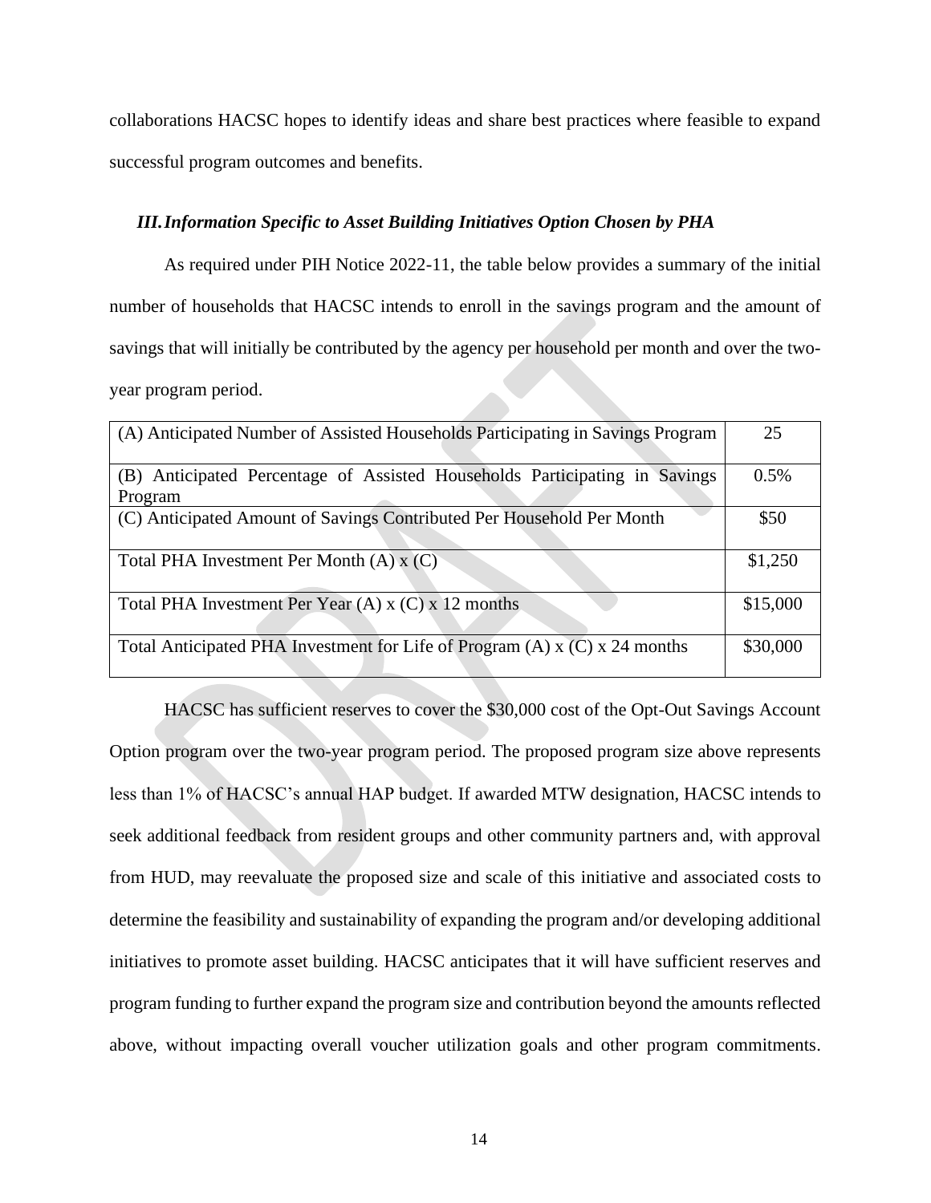collaborations HACSC hopes to identify ideas and share best practices where feasible to expand successful program outcomes and benefits.

### *III. Information Specific to Asset Building Initiatives Option Chosen by PHA*

As required under PIH Notice 2022-11, the table below provides a summary of the initial number of households that HACSC intends to enroll in the savings program and the amount of savings that will initially be contributed by the agency per household per month and over the two-year program period.

| | |
|---|---|
| (A) Anticipated Number of Assisted Households Participating in Savings Program | 25 |
| (B) Anticipated Percentage of Assisted Households Participating in Savings Program | 0.5% |
| (C) Anticipated Amount of Savings Contributed Per Household Per Month | \$50 |
| Total PHA Investment Per Month (A) x (C) | \$1,250 |
| Total PHA Investment Per Year (A) x (C) x 12 months | \$15,000 |
| Total Anticipated PHA Investment for Life of Program (A) x (C) x 24 months | \$30,000 |

HACSC has sufficient reserves to cover the \$30,000 cost of the Opt-Out Savings Account Option program over the two-year program period. The proposed program size above represents less than 1% of HACSC's annual HAP budget. If awarded MTW designation, HACSC intends to seek additional feedback from resident groups and other community partners and, with approval from HUD, may reevaluate the proposed size and scale of this initiative and associated costs to determine the feasibility and sustainability of expanding the program and/or developing additional initiatives to promote asset building. HACSC anticipates that it will have sufficient reserves and program funding to further expand the program size and contribution beyond the amounts reflected above, without impacting overall voucher utilization goals and other program commitments.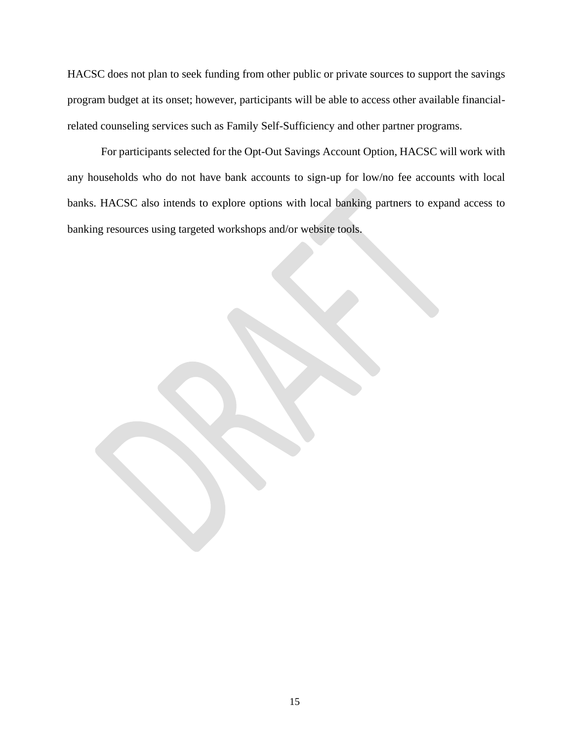HACSC does not plan to seek funding from other public or private sources to support the savings program budget at its onset; however, participants will be able to access other available financial-related counseling services such as Family Self-Sufficiency and other partner programs.

For participants selected for the Opt-Out Savings Account Option, HACSC will work with any households who do not have bank accounts to sign-up for low/no fee accounts with local banks. HACSC also intends to explore options with local banking partners to expand access to banking resources using targeted workshops and/or website tools.